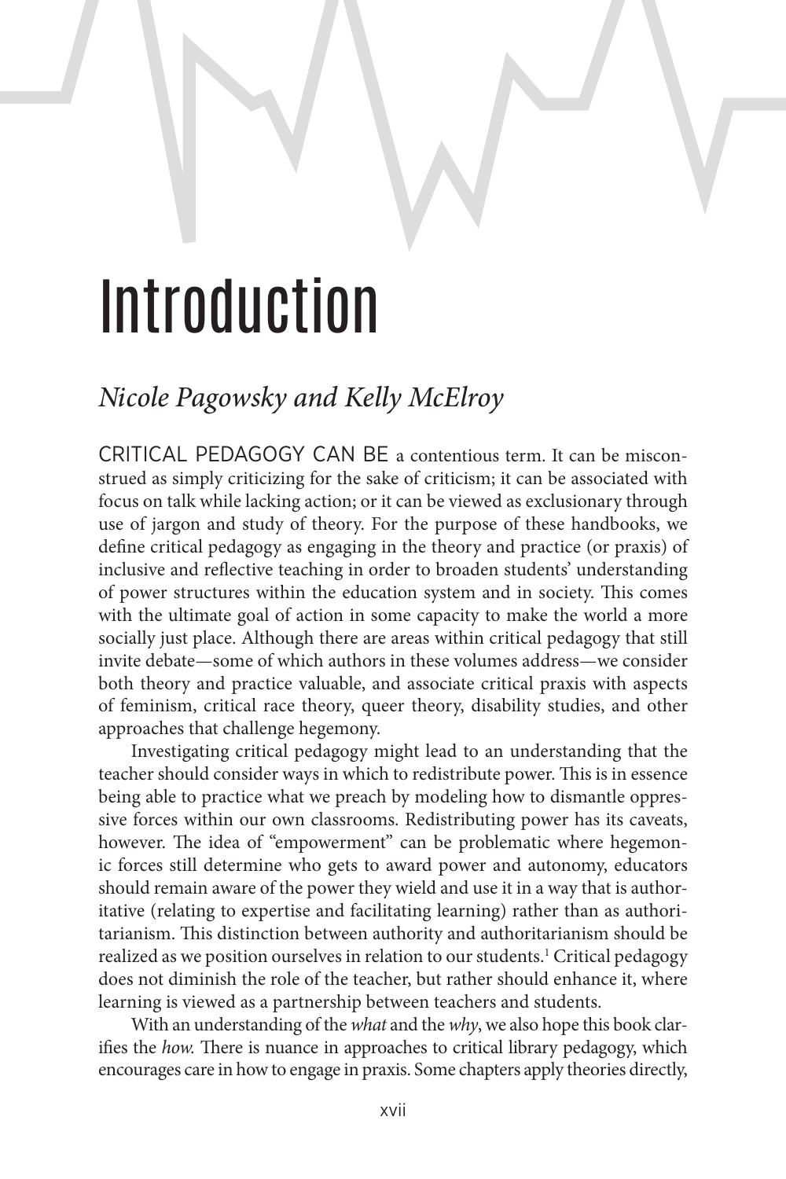# Introduction

*Nicole Pagowsky and Kelly McElroy*

CRITICAL PEDAGOGY CAN BE a contentious term. It can be misconstrued as simply criticizing for the sake of criticism; it can be associated with focus on talk while lacking action; or it can be viewed as exclusionary through use of jargon and study of theory. For the purpose of these handbooks, we define critical pedagogy as engaging in the theory and practice (or praxis) of inclusive and reflective teaching in order to broaden students' understanding of power structures within the education system and in society. This comes with the ultimate goal of action in some capacity to make the world a more socially just place. Although there are areas within critical pedagogy that still invite debate—some of which authors in these volumes address—we consider both theory and practice valuable, and associate critical praxis with aspects of feminism, critical race theory, queer theory, disability studies, and other approaches that challenge hegemony.

Investigating critical pedagogy might lead to an understanding that the teacher should consider ways in which to redistribute power. This is in essence being able to practice what we preach by modeling how to dismantle oppressive forces within our own classrooms. Redistributing power has its caveats, however. The idea of "empowerment" can be problematic where hegemonic forces still determine who gets to award power and autonomy, educators should remain aware of the power they wield and use it in a way that is authoritative (relating to expertise and facilitating learning) rather than as authoritarianism. This distinction between authority and authoritarianism should be realized as we position ourselves in relation to our students.[1] Critical pedagogy does not diminish the role of the teacher, but rather should enhance it, where learning is viewed as a partnership between teachers and students.

With an understanding of the *what* and the *why*, we also hope this book clarifies the *how.* There is nuance in approaches to critical library pedagogy, which encourages care in how to engage in praxis. Some chapters apply theories directly,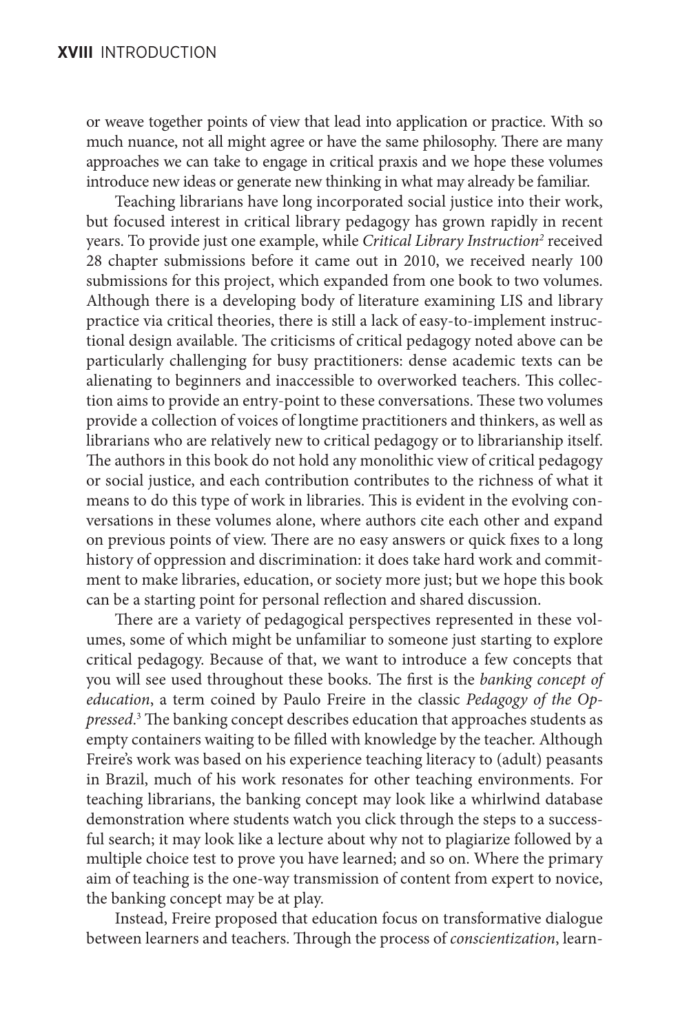or weave together points of view that lead into application or practice. With so much nuance, not all might agree or have the same philosophy. There are many approaches we can take to engage in critical praxis and we hope these volumes introduce new ideas or generate new thinking in what may already be familiar.

Teaching librarians have long incorporated social justice into their work, but focused interest in critical library pedagogy has grown rapidly in recent years. To provide just one example, while *Critical Library Instruction*[2] received 28 chapter submissions before it came out in 2010, we received nearly 100 submissions for this project, which expanded from one book to two volumes. Although there is a developing body of literature examining LIS and library practice via critical theories, there is still a lack of easy-to-implement instructional design available. The criticisms of critical pedagogy noted above can be particularly challenging for busy practitioners: dense academic texts can be alienating to beginners and inaccessible to overworked teachers. This collection aims to provide an entry-point to these conversations. These two volumes provide a collection of voices of longtime practitioners and thinkers, as well as librarians who are relatively new to critical pedagogy or to librarianship itself. The authors in this book do not hold any monolithic view of critical pedagogy or social justice, and each contribution contributes to the richness of what it means to do this type of work in libraries. This is evident in the evolving conversations in these volumes alone, where authors cite each other and expand on previous points of view. There are no easy answers or quick fixes to a long history of oppression and discrimination: it does take hard work and commitment to make libraries, education, or society more just; but we hope this book can be a starting point for personal reflection and shared discussion.

There are a variety of pedagogical perspectives represented in these volumes, some of which might be unfamiliar to someone just starting to explore critical pedagogy. Because of that, we want to introduce a few concepts that you will see used throughout these books. The first is the *banking concept of education*, a term coined by Paulo Freire in the classic *Pedagogy of the Oppressed*.[3] The banking concept describes education that approaches students as empty containers waiting to be filled with knowledge by the teacher. Although Freire's work was based on his experience teaching literacy to (adult) peasants in Brazil, much of his work resonates for other teaching environments. For teaching librarians, the banking concept may look like a whirlwind database demonstration where students watch you click through the steps to a successful search; it may look like a lecture about why not to plagiarize followed by a multiple choice test to prove you have learned; and so on. Where the primary aim of teaching is the one-way transmission of content from expert to novice, the banking concept may be at play.

Instead, Freire proposed that education focus on transformative dialogue between learners and teachers. Through the process of *conscientization*, learn-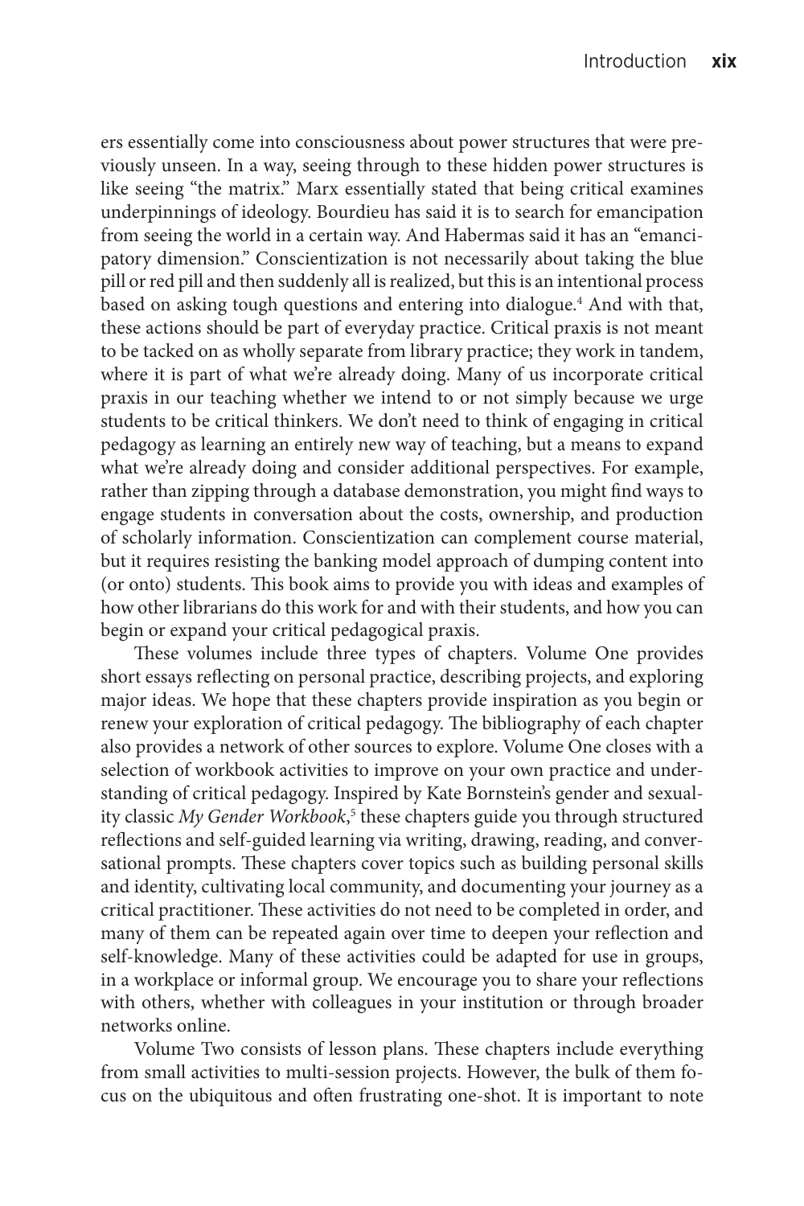ers essentially come into consciousness about power structures that were previously unseen. In a way, seeing through to these hidden power structures is like seeing "the matrix." Marx essentially stated that being critical examines underpinnings of ideology. Bourdieu has said it is to search for emancipation from seeing the world in a certain way. And Habermas said it has an "emancipatory dimension." Conscientization is not necessarily about taking the blue pill or red pill and then suddenly all is realized, but this is an intentional process based on asking tough questions and entering into dialogue.[4] And with that, these actions should be part of everyday practice. Critical praxis is not meant to be tacked on as wholly separate from library practice; they work in tandem, where it is part of what we're already doing. Many of us incorporate critical praxis in our teaching whether we intend to or not simply because we urge students to be critical thinkers. We don't need to think of engaging in critical pedagogy as learning an entirely new way of teaching, but a means to expand what we're already doing and consider additional perspectives. For example, rather than zipping through a database demonstration, you might find ways to engage students in conversation about the costs, ownership, and production of scholarly information. Conscientization can complement course material, but it requires resisting the banking model approach of dumping content into (or onto) students. This book aims to provide you with ideas and examples of how other librarians do this work for and with their students, and how you can begin or expand your critical pedagogical praxis.

These volumes include three types of chapters. Volume One provides short essays reflecting on personal practice, describing projects, and exploring major ideas. We hope that these chapters provide inspiration as you begin or renew your exploration of critical pedagogy. The bibliography of each chapter also provides a network of other sources to explore. Volume One closes with a selection of workbook activities to improve on your own practice and understanding of critical pedagogy. Inspired by Kate Bornstein's gender and sexuality classic *My Gender Workbook*,[5] these chapters guide you through structured reflections and self-guided learning via writing, drawing, reading, and conversational prompts. These chapters cover topics such as building personal skills and identity, cultivating local community, and documenting your journey as a critical practitioner. These activities do not need to be completed in order, and many of them can be repeated again over time to deepen your reflection and self-knowledge. Many of these activities could be adapted for use in groups, in a workplace or informal group. We encourage you to share your reflections with others, whether with colleagues in your institution or through broader networks online.

Volume Two consists of lesson plans. These chapters include everything from small activities to multi-session projects. However, the bulk of them focus on the ubiquitous and often frustrating one-shot. It is important to note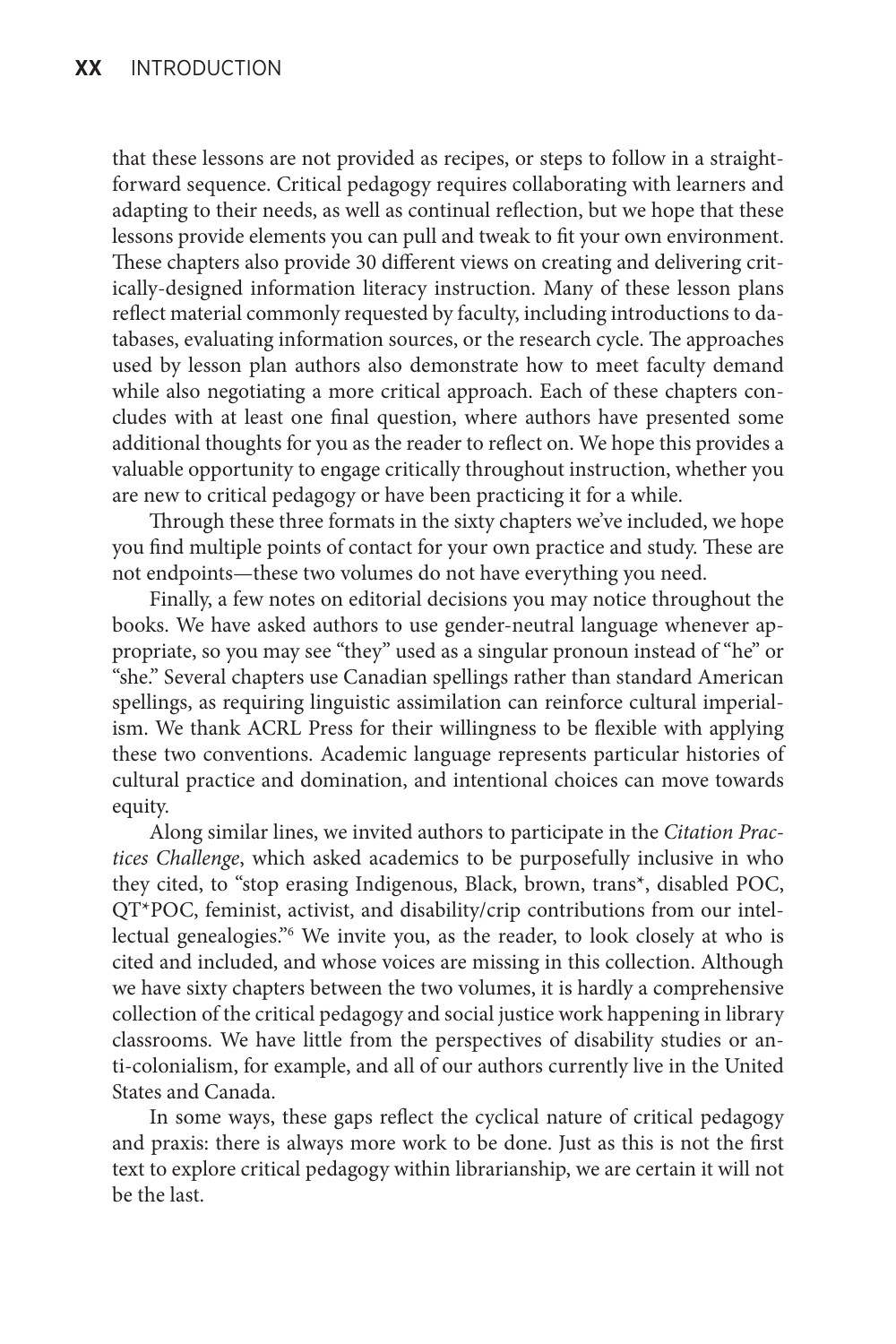that these lessons are not provided as recipes, or steps to follow in a straightforward sequence. Critical pedagogy requires collaborating with learners and adapting to their needs, as well as continual reflection, but we hope that these lessons provide elements you can pull and tweak to fit your own environment. These chapters also provide 30 different views on creating and delivering critically-designed information literacy instruction. Many of these lesson plans reflect material commonly requested by faculty, including introductions to databases, evaluating information sources, or the research cycle. The approaches used by lesson plan authors also demonstrate how to meet faculty demand while also negotiating a more critical approach. Each of these chapters concludes with at least one final question, where authors have presented some additional thoughts for you as the reader to reflect on. We hope this provides a valuable opportunity to engage critically throughout instruction, whether you are new to critical pedagogy or have been practicing it for a while.

Through these three formats in the sixty chapters we've included, we hope you find multiple points of contact for your own practice and study. These are not endpoints—these two volumes do not have everything you need.

Finally, a few notes on editorial decisions you may notice throughout the books. We have asked authors to use gender-neutral language whenever appropriate, so you may see "they" used as a singular pronoun instead of "he" or "she." Several chapters use Canadian spellings rather than standard American spellings, as requiring linguistic assimilation can reinforce cultural imperialism. We thank ACRL Press for their willingness to be flexible with applying these two conventions. Academic language represents particular histories of cultural practice and domination, and intentional choices can move towards equity.

Along similar lines, we invited authors to participate in the *Citation Practices Challenge*, which asked academics to be purposefully inclusive in who they cited, to "stop erasing Indigenous, Black, brown, trans*, disabled POC, QT*POC, feminist, activist, and disability/crip contributions from our intellectual genealogies."[6] We invite you, as the reader, to look closely at who is cited and included, and whose voices are missing in this collection. Although we have sixty chapters between the two volumes, it is hardly a comprehensive collection of the critical pedagogy and social justice work happening in library classrooms. We have little from the perspectives of disability studies or anti-colonialism, for example, and all of our authors currently live in the United States and Canada.

In some ways, these gaps reflect the cyclical nature of critical pedagogy and praxis: there is always more work to be done. Just as this is not the first text to explore critical pedagogy within librarianship, we are certain it will not be the last.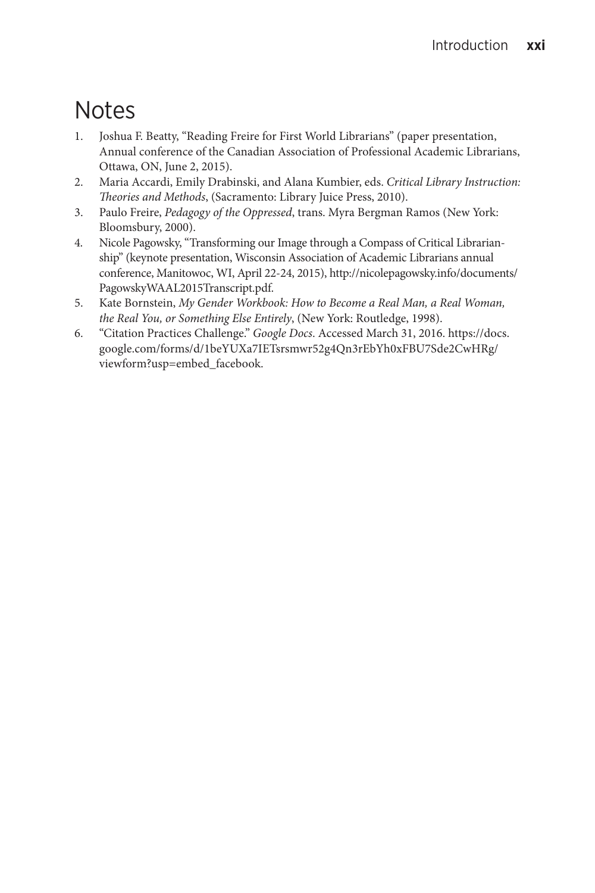# Notes

1. Joshua F. Beatty, "Reading Freire for First World Librarians" (paper presentation, Annual conference of the Canadian Association of Professional Academic Librarians, Ottawa, ON, June 2, 2015).
2. Maria Accardi, Emily Drabinski, and Alana Kumbier, eds. *Critical Library Instruction: Theories and Methods*, (Sacramento: Library Juice Press, 2010).
3. Paulo Freire, *Pedagogy of the Oppressed*, trans. Myra Bergman Ramos (New York: Bloomsbury, 2000).
4. Nicole Pagowsky, "Transforming our Image through a Compass of Critical Librarianship" (keynote presentation, Wisconsin Association of Academic Librarians annual conference, Manitowoc, WI, April 22-24, 2015), http://nicolepagowsky.info/documents/PagowskyWAAL2015Transcript.pdf.
5. Kate Bornstein, *My Gender Workbook: How to Become a Real Man, a Real Woman, the Real You, or Something Else Entirely*, (New York: Routledge, 1998).
6. "Citation Practices Challenge." *Google Docs*. Accessed March 31, 2016. https://docs.google.com/forms/d/1beYUXa7IETsrsmwr52g4Qn3rEbYh0xFBU7Sde2CwHRg/viewform?usp=embed_facebook.